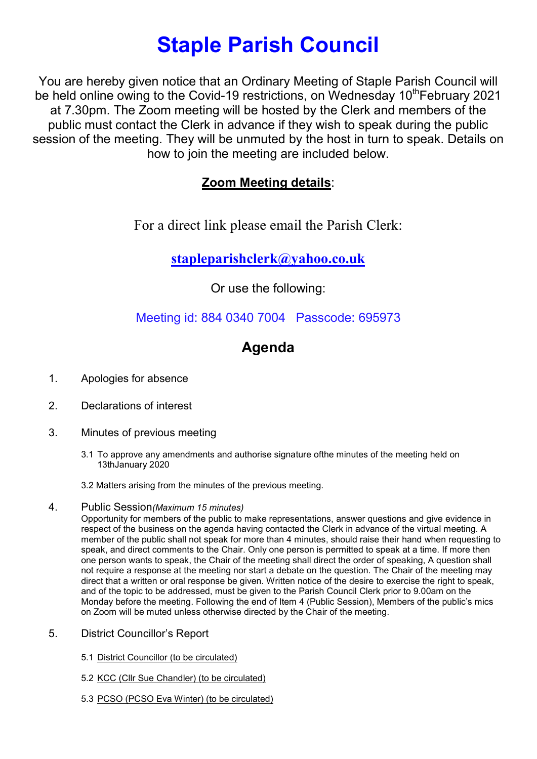# Staple Parish Council

You are hereby given notice that an Ordinary Meeting of Staple Parish Council will be held online owing to the Covid-19 restrictions, on Wednesday 10th February 2021 at 7.30pm. The Zoom meeting will be hosted by the Clerk and members of the public must contact the Clerk in advance if they wish to speak during the public session of the meeting. They will be unmuted by the host in turn to speak. Details on how to join the meeting are included below.

**Zoom Meeting details**:

For a direct link please email the Parish Clerk:

**stapleparishclerk@yahoo.co.uk**

Or use the following:

Meeting id: 884 0340 7004   Passcode: 695973

## Agenda

1. Apologies for absence

2. Declarations of interest

3. Minutes of previous meeting

   3.1 To approve any amendments and authorise signature ofthe minutes of the meeting held on 13thJanuary 2020

   3.2 Matters arising from the minutes of the previous meeting.

4. Public Session *(Maximum 15 minutes)*
   Opportunity for members of the public to make representations, answer questions and give evidence in respect of the business on the agenda having contacted the Clerk in advance of the virtual meeting. A member of the public shall not speak for more than 4 minutes, should raise their hand when requesting to speak, and direct comments to the Chair. Only one person is permitted to speak at a time. If more then one person wants to speak, the Chair of the meeting shall direct the order of speaking, A question shall not require a response at the meeting nor start a debate on the question. The Chair of the meeting may direct that a written or oral response be given. Written notice of the desire to exercise the right to speak, and of the topic to be addressed, must be given to the Parish Council Clerk prior to 9.00am on the Monday before the meeting. Following the end of Item 4 (Public Session), Members of the public's mics on Zoom will be muted unless otherwise directed by the Chair of the meeting.

5. District Councillor's Report

   5.1 District Councillor (to be circulated)

   5.2 KCC (Cllr Sue Chandler) (to be circulated)

   5.3 PCSO (PCSO Eva Winter) (to be circulated)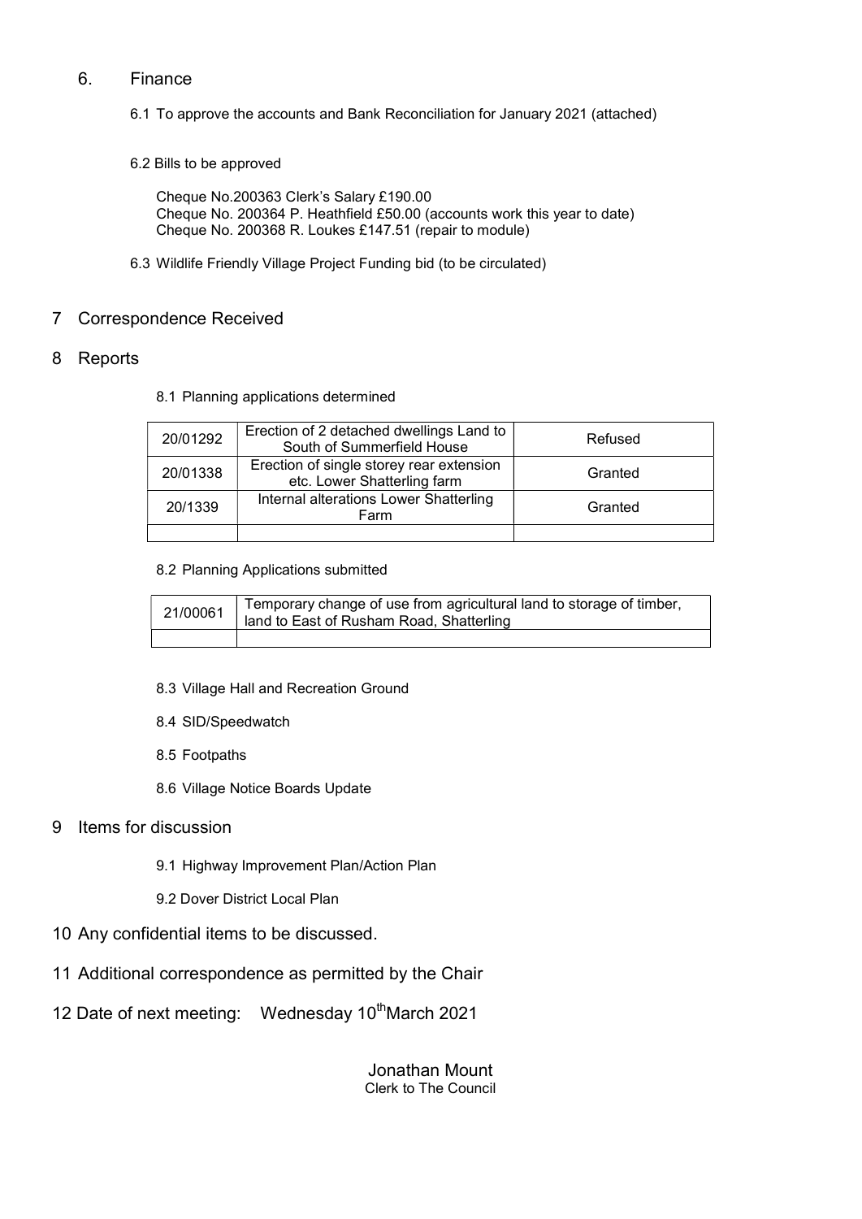## 6. Finance

6.1 To approve the accounts and Bank Reconciliation for January 2021 (attached)

6.2 Bills to be approved

Cheque No.200363 Clerk's Salary £190.00
Cheque No. 200364 P. Heathfield £50.00 (accounts work this year to date)
Cheque No. 200368 R. Loukes £147.51 (repair to module)

6.3 Wildlife Friendly Village Project Funding bid (to be circulated)

## 7 Correspondence Received

## 8 Reports

8.1 Planning applications determined

| | | |
|---|---|---|
| 20/01292 | Erection of 2 detached dwellings Land to South of Summerfield House | Refused |
| 20/01338 | Erection of single storey rear extension etc. Lower Shatterling farm | Granted |
| 20/1339 | Internal alterations Lower Shatterling Farm | Granted |
| | | |

8.2 Planning Applications submitted

| | |
|---|---|
| 21/00061 | Temporary change of use from agricultural land to storage of timber, land to East of Rusham Road, Shatterling |
| | |

8.3 Village Hall and Recreation Ground

8.4 SID/Speedwatch

8.5 Footpaths

8.6 Village Notice Boards Update

## 9 Items for discussion

9.1 Highway Improvement Plan/Action Plan

9.2 Dover District Local Plan

## 10 Any confidential items to be discussed.

## 11 Additional correspondence as permitted by the Chair

## 12 Date of next meeting: Wednesday 10th March 2021

Jonathan Mount
Clerk to The Council